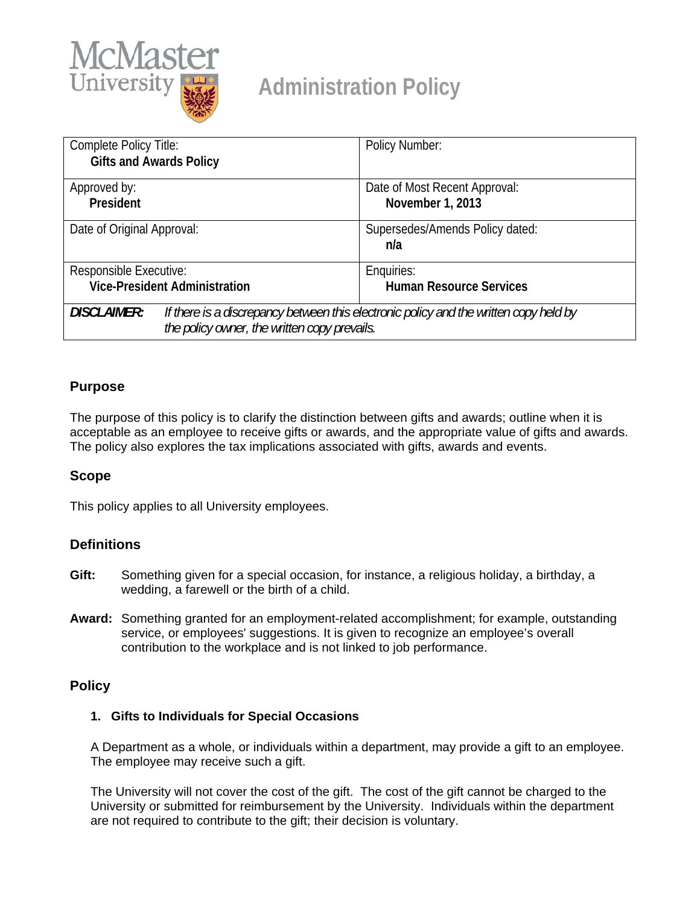# Administration Policy

| Complete Policy Title: **Gifts and Awards Policy** | Policy Number: |
| --- | --- |
| Approved by: **President** | Date of Most Recent Approval: **November 1, 2013** |
| Date of Original Approval: | Supersedes/Amends Policy dated: **n/a** |
| Responsible Executive: **Vice-President Administration** | Enquiries: **Human Resource Services** |
| ***DISCLAIMER:*** *If there is a discrepancy between this electronic policy and the written copy held by the policy owner, the written copy prevails.* | |

## Purpose

The purpose of this policy is to clarify the distinction between gifts and awards; outline when it is acceptable as an employee to receive gifts or awards, and the appropriate value of gifts and awards. The policy also explores the tax implications associated with gifts, awards and events.

## Scope

This policy applies to all University employees.

## Definitions

**Gift:** Something given for a special occasion, for instance, a religious holiday, a birthday, a wedding, a farewell or the birth of a child.

**Award:** Something granted for an employment-related accomplishment; for example, outstanding service, or employees' suggestions. It is given to recognize an employee's overall contribution to the workplace and is not linked to job performance.

## Policy

### 1. Gifts to Individuals for Special Occasions

A Department as a whole, or individuals within a department, may provide a gift to an employee. The employee may receive such a gift.

The University will not cover the cost of the gift. The cost of the gift cannot be charged to the University or submitted for reimbursement by the University. Individuals within the department are not required to contribute to the gift; their decision is voluntary.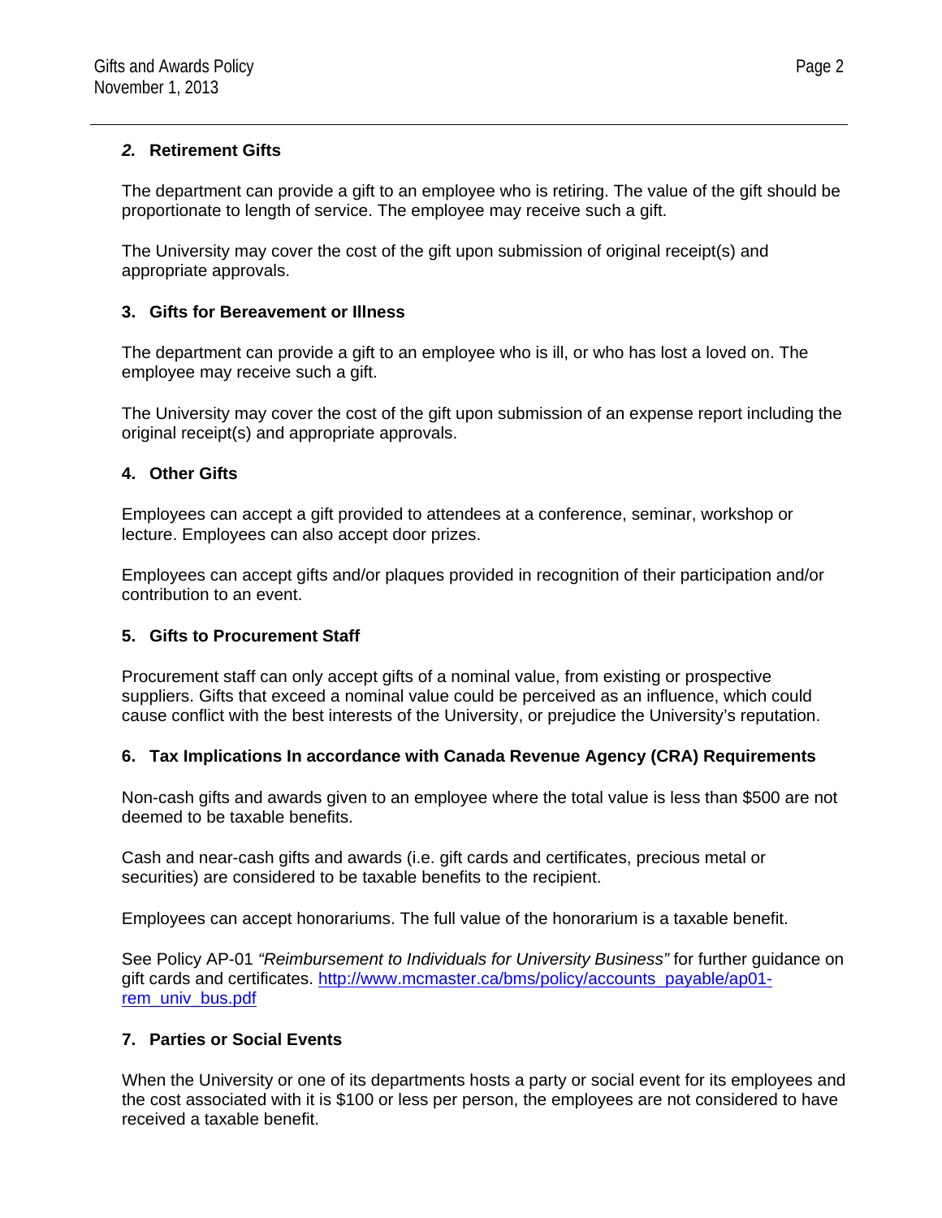### *2.* Retirement Gifts

The department can provide a gift to an employee who is retiring. The value of the gift should be proportionate to length of service. The employee may receive such a gift.

The University may cover the cost of the gift upon submission of original receipt(s) and appropriate approvals.

### 3. Gifts for Bereavement or Illness

The department can provide a gift to an employee who is ill, or who has lost a loved on. The employee may receive such a gift.

The University may cover the cost of the gift upon submission of an expense report including the original receipt(s) and appropriate approvals.

### 4. Other Gifts

Employees can accept a gift provided to attendees at a conference, seminar, workshop or lecture. Employees can also accept door prizes.

Employees can accept gifts and/or plaques provided in recognition of their participation and/or contribution to an event.

### 5. Gifts to Procurement Staff

Procurement staff can only accept gifts of a nominal value, from existing or prospective suppliers. Gifts that exceed a nominal value could be perceived as an influence, which could cause conflict with the best interests of the University, or prejudice the University's reputation.

### 6. Tax Implications In accordance with Canada Revenue Agency (CRA) Requirements

Non-cash gifts and awards given to an employee where the total value is less than $500 are not deemed to be taxable benefits.

Cash and near-cash gifts and awards (i.e. gift cards and certificates, precious metal or securities) are considered to be taxable benefits to the recipient.

Employees can accept honorariums. The full value of the honorarium is a taxable benefit.

See Policy AP-01 *"Reimbursement to Individuals for University Business"* for further guidance on gift cards and certificates. [http://www.mcmaster.ca/bms/policy/accounts_payable/ap01-rem_univ_bus.pdf](http://www.mcmaster.ca/bms/policy/accounts_payable/ap01-rem_univ_bus.pdf)

### 7. Parties or Social Events

When the University or one of its departments hosts a party or social event for its employees and the cost associated with it is $100 or less per person, the employees are not considered to have received a taxable benefit.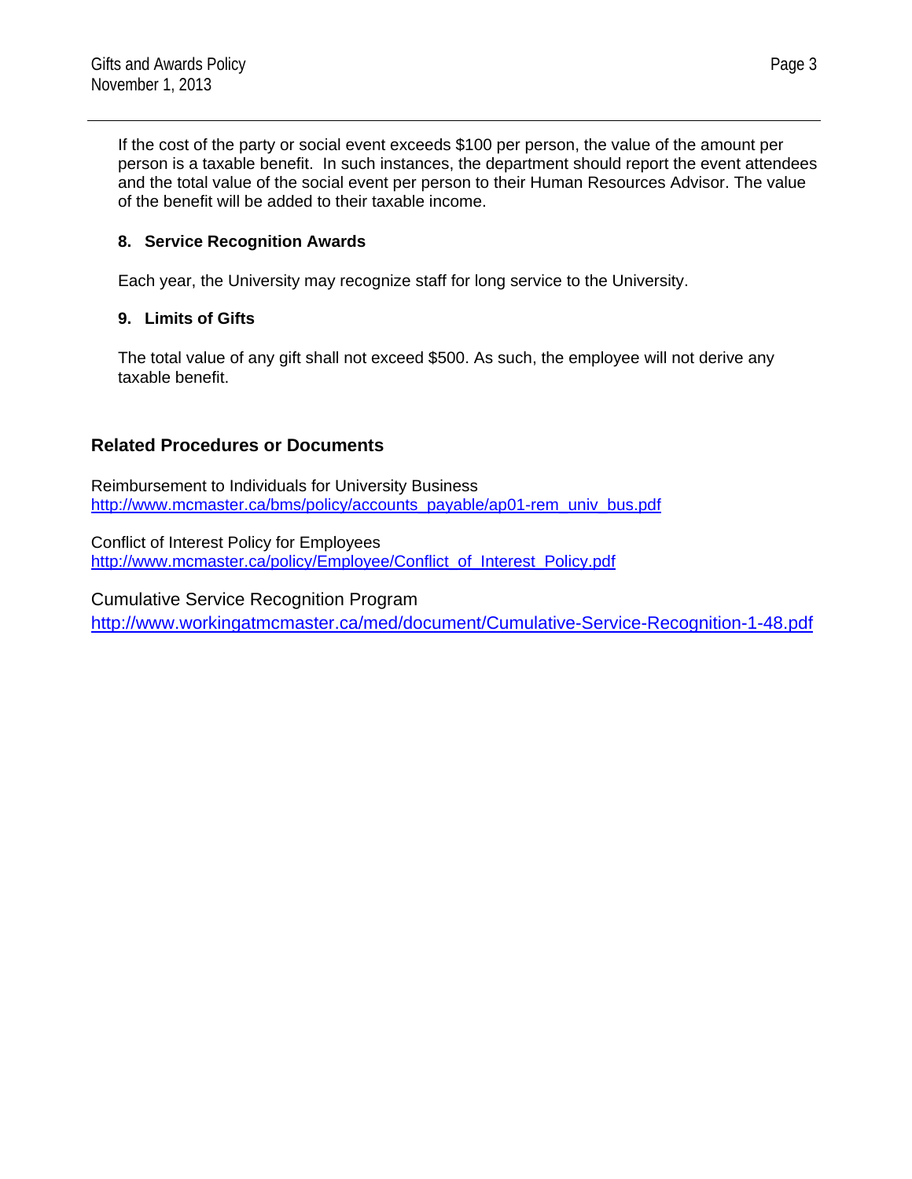If the cost of the party or social event exceeds $100 per person, the value of the amount per person is a taxable benefit. In such instances, the department should report the event attendees and the total value of the social event per person to their Human Resources Advisor. The value of the benefit will be added to their taxable income.

**8. Service Recognition Awards**

Each year, the University may recognize staff for long service to the University.

**9. Limits of Gifts**

The total value of any gift shall not exceed $500. As such, the employee will not derive any taxable benefit.

## Related Procedures or Documents

Reimbursement to Individuals for University Business
http://www.mcmaster.ca/bms/policy/accounts_payable/ap01-rem_univ_bus.pdf

Conflict of Interest Policy for Employees
http://www.mcmaster.ca/policy/Employee/Conflict_of_Interest_Policy.pdf

Cumulative Service Recognition Program
http://www.workingatmcmaster.ca/med/document/Cumulative-Service-Recognition-1-48.pdf